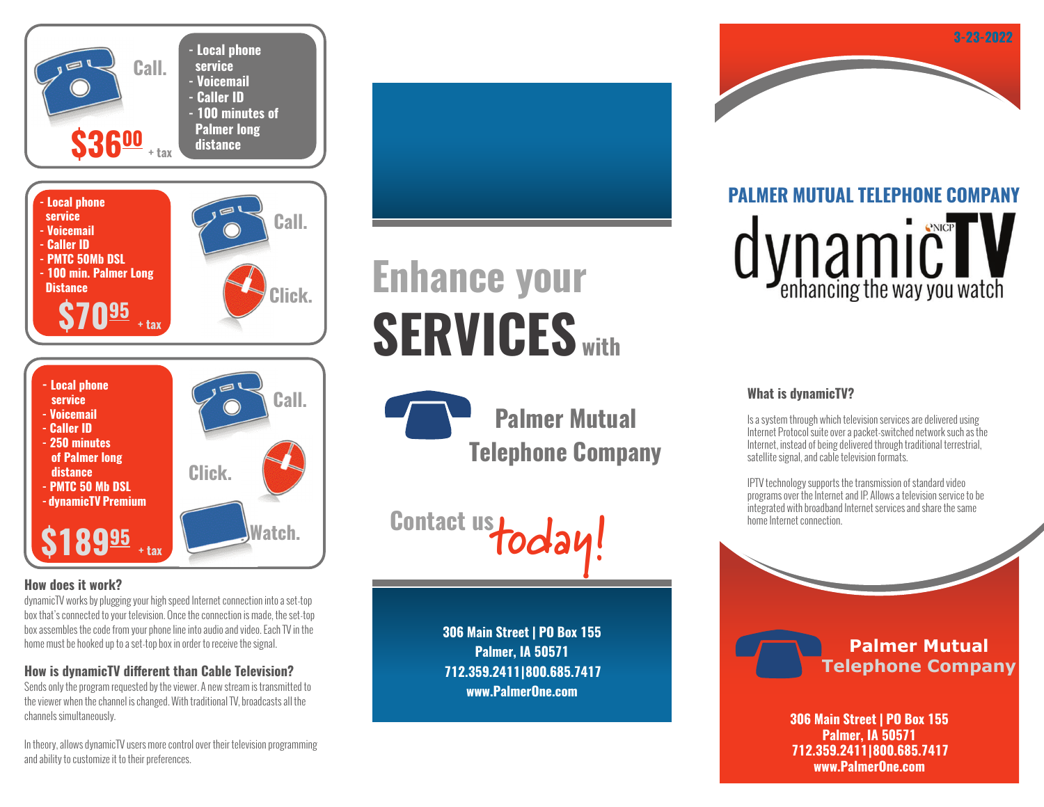## Package 1

Call.

- Local phone service
- Voicemail
- Caller ID
- 100 minutes of Palmer long distance

$36.00 + tax

## Package 2

Call. Click.

- Local phone service
- Voicemail
- Caller ID
- PMTC 50Mb DSL
- 100 min. Palmer Long Distance

$70.95 + tax

## Package 3

Call. Click. Watch.

- Local phone service
- Voicemail
- Caller ID
- 250 minutes of Palmer long distance
- PMTC 50 Mb DSL
- dynamicTV Premium

$189.95 + tax

### How does it work?

dynamicTV works by plugging your high speed Internet connection into a set-top box that's connected to your television. Once the connection is made, the set-top box assembles the code from your phone line into audio and video. Each TV in the home must be hooked up to a set-top box in order to receive the signal.

### How is dynamicTV different than Cable Television?

Sends only the program requested by the viewer. A new stream is transmitted to the viewer when the channel is changed. With traditional TV, broadcasts all the channels simultaneously.

In theory, allows dynamicTV users more control over their television programming and ability to customize it to their preferences.

# Enhance your SERVICES with

## Palmer Mutual Telephone Company

Contact us today!

306 Main Street | PO Box 155
Palmer, IA 50571
712.359.2411|800.685.7417
www.PalmerOne.com

3-23-2022

# PALMER MUTUAL TELEPHONE COMPANY

# dynamicTV

NICP

enhancing the way you watch

### What is dynamicTV?

Is a system through which television services are delivered using Internet Protocol suite over a packet-switched network such as the Internet, instead of being delivered through traditional terrestrial, satellite signal, and cable television formats.

IPTV technology supports the transmission of standard video programs over the Internet and IP. Allows a television service to be integrated with broadband Internet services and share the same home Internet connection.

**Palmer Mutual Telephone Company**

306 Main Street | PO Box 155
Palmer, IA 50571
712.359.2411|800.685.7417
www.PalmerOne.com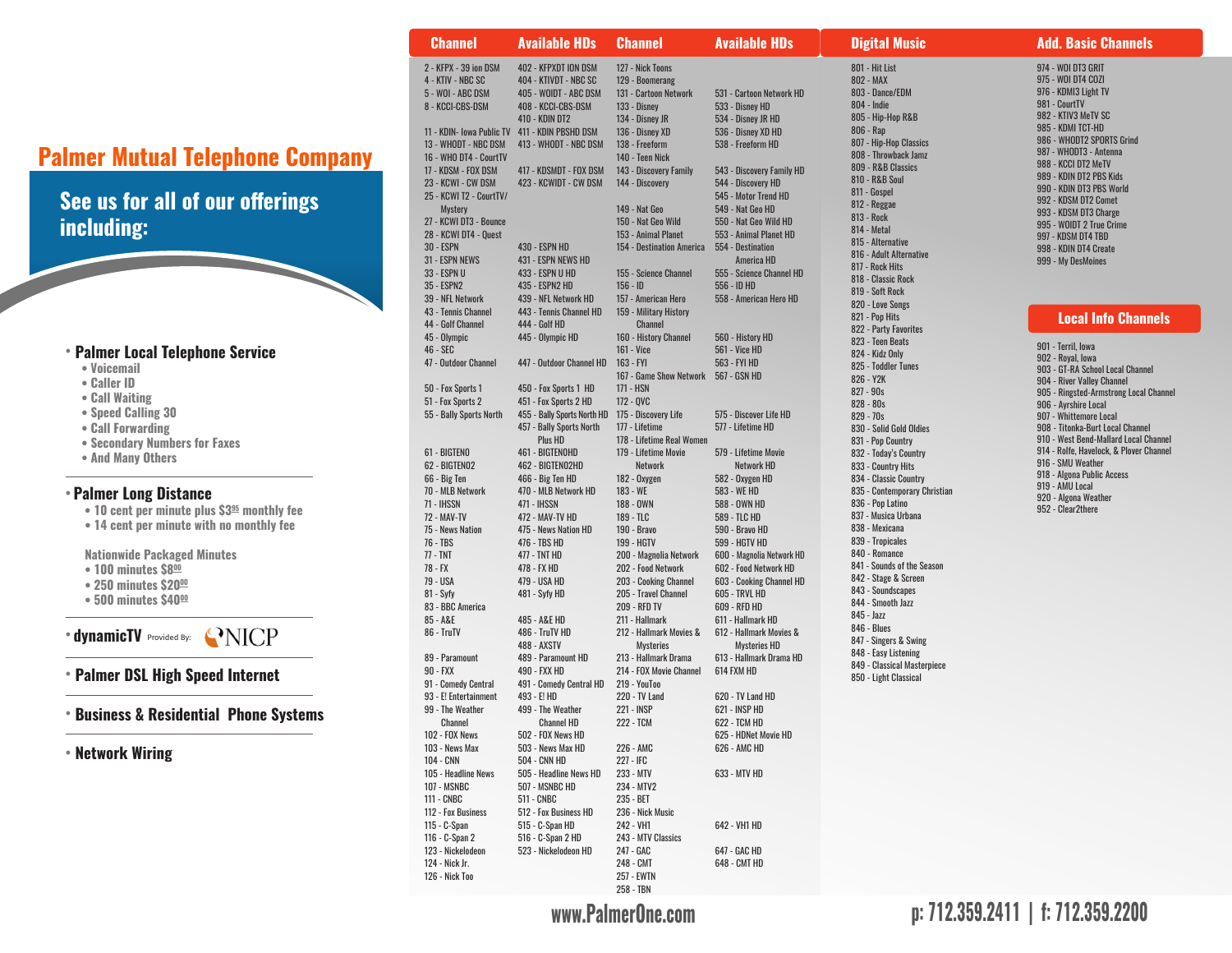## Palmer Mutual Telephone Company

### See us for all of our offerings including:

- **Palmer Local Telephone Service**
  - Voicemail
  - Caller ID
  - Call Waiting
  - Speed Calling 30
  - Call Forwarding
  - Secondary Numbers for Faxes
  - And Many Others

- **Palmer Long Distance**
  - 10 cent per minute plus $3.95 monthly fee
  - 14 cent per minute with no monthly fee

  Nationwide Packaged Minutes
  - 100 minutes $8.00
  - 250 minutes $20.00
  - 500 minutes $40.00

- **dynamicTV** Provided By: NICP

- **Palmer DSL High Speed Internet**

- **Business & Residential Phone Systems**

- **Network Wiring**

| Channel | Available HDs |
|---|---|
| 2 - KFPX - 39 ion DSM | 402 - KFPXDT ION DSM |
| 4 - KTIV - NBC SC | 404 - KTIVDT - NBC SC |
| 5 - WOI - ABC DSM | 405 - WOIDT - ABC DSM |
| 8 - KCCI-CBS-DSM | 408 - KCCI-CBS-DSM |
| | 410 - KDIN DT2 |
| 11 - KDIN- Iowa Public TV | 411 - KDIN PBSHD DSM |
| 13 - WHODT - NBC DSM | 413 - WHODT - NBC DSM |
| 16 - WHO DT4 - CourtTV | |
| 17 - KDSM - FOX DSM | 417 - KDSMDT - FOX DSM |
| 23 - KCWI - CW DSM | 423 - KCWIDT - CW DSM |
| 25 - KCWI T2 - CourtTV/ Mystery | |
| 27 - KCWI DT3 - Bounce | |
| 28 - KCWI DT4 - Quest | |
| 30 - ESPN | 430 - ESPN HD |
| 31 - ESPN NEWS | 431 - ESPN NEWS HD |
| 33 - ESPN U | 433 - ESPN U HD |
| 35 - ESPN2 | 435 - ESPN2 HD |
| 39 - NFL Network | 439 - NFL Network HD |
| 43 - Tennis Channel | 443 - Tennis Channel HD |
| 44 - Golf Channel | 444 - Golf HD |
| 45 - Olympic | 445 - Olympic HD |
| 46 - SEC | |
| 47 - Outdoor Channel | 447 - Outdoor Channel HD |
| 50 - Fox Sports 1 | 450 - Fox Sports 1 HD |
| 51 - Fox Sports 2 | 451 - Fox Sports 2 HD |
| 55 - Bally Sports North | 455 - Bally Sports North HD |
| | 457 - Bally Sports North Plus HD |
| 61 - BIGTENO | 461 - BIGTENOHD |
| 62 - BIGTENO2 | 462 - BIGTENO2HD |
| 66 - Big Ten | 466 - Big Ten HD |
| 70 - MLB Network | 470 - MLB Network HD |
| 71 - IHSSN | 471 - IHSSN |
| 72 - MAV-TV | 472 - MAV-TV HD |
| 75 - News Nation | 475 - News Nation HD |
| 76 - TBS | 476 - TBS HD |
| 77 - TNT | 477 - TNT HD |
| 78 - FX | 478 - FX HD |
| 79 - USA | 479 - USA HD |
| 81 - Syfy | 481 - Syfy HD |
| 83 - BBC America | |
| 85 - A&E | 485 - A&E HD |
| 86 - TruTV | 486 - TruTV HD |
| | 488 - AXSTV |
| 89 - Paramount | 489 - Paramount HD |
| 90 - FXX | 490 - FXX HD |
| 91 - Comedy Central | 491 - Comedy Central HD |
| 93 - E! Entertainment | 493 - E! HD |
| 99 - The Weather Channel | 499 - The Weather Channel HD |
| 102 - FOX News | 502 - FOX News HD |
| 103 - News Max | 503 - News Max HD |
| 104 - CNN | 504 - CNN HD |
| 105 - Headline News | 505 - Headline News HD |
| 107 - MSNBC | 507 - MSNBC HD |
| 111 - CNBC | 511 - CNBC |
| 112 - Fox Business | 512 - Fox Business HD |
| 115 - C-Span | 515 - C-Span HD |
| 116 - C-Span 2 | 516 - C-Span 2 HD |
| 123 - Nickelodeon | 523 - Nickelodeon HD |
| 124 - Nick Jr. | |
| 126 - Nick Too | |

| Channel | Available HDs |
|---|---|
| 127 - Nick Toons | |
| 129 - Boomerang | |
| 131 - Cartoon Network | 531 - Cartoon Network HD |
| 133 - Disney | 533 - Disney HD |
| 134 - Disney JR | 534 - Disney JR HD |
| 136 - Disney XD | 536 - Disney XD HD |
| 138 - Freeform | 538 - Freeform HD |
| 140 - Teen Nick | |
| 143 - Discovery Family | 543 - Discovery Family HD |
| 144 - Discovery | 544 - Discovery HD |
| | 545 - Motor Trend HD |
| 149 - Nat Geo | 549 - Nat Geo HD |
| 150 - Nat Geo Wild | 550 - Nat Geo Wild HD |
| 153 - Animal Planet | 553 - Animal Planet HD |
| 154 - Destination America | 554 - Destination America HD |
| 155 - Science Channel | 555 - Science Channel HD |
| 156 - ID | 556 - ID HD |
| 157 - American Hero | 558 - American Hero HD |
| 159 - Military History Channel | |
| 160 - History Channel | 560 - History HD |
| 161 - Vice | 561 - Vice HD |
| 163 - FYI | 563 - FYI HD |
| 167 - Game Show Network | 567 - GSN HD |
| 171 - HSN | |
| 172 - QVC | |
| 175 - Discovery Life | 575 - Discover Life HD |
| 177 - Lifetime | 577 - Lifetime HD |
| 178 - Lifetime Real Women | |
| 179 - Lifetime Movie Network | 579 - Lifetime Movie Network HD |
| 182 - Oxygen | 582 - Oxygen HD |
| 183 - WE | 583 - WE HD |
| 188 - OWN | 588 - OWN HD |
| 189 - TLC | 589 - TLC HD |
| 190 - Bravo | 590 - Bravo HD |
| 199 - HGTV | 599 - HGTV HD |
| 200 - Magnolia Network | 600 - Magnolia Network HD |
| 202 - Food Network | 602 - Food Network HD |
| 203 - Cooking Channel | 603 - Cooking Channel HD |
| 205 - Travel Channel | 605 - TRVL HD |
| 209 - RFD TV | 609 - RFD HD |
| 211 - Hallmark | 611 - Hallmark HD |
| 212 - Hallmark Movies & Mysteries | 612 - Hallmark Movies & Mysteries HD |
| 213 - Hallmark Drama | 613 - Hallmark Drama HD |
| 214 - FOX Movie Channel | 614 FXM HD |
| 219 - YouToo | |
| 220 - TV Land | 620 - TV Land HD |
| 221 - INSP | 621 - INSP HD |
| 222 - TCM | 622 - TCM HD |
| | 625 - HDNet Movie HD |
| 226 - AMC | 626 - AMC HD |
| 227 - IFC | |
| 233 - MTV | 633 - MTV HD |
| 234 - MTV2 | |
| 235 - BET | |
| 236 - Nick Music | |
| 242 - VH1 | 642 - VH1 HD |
| 243 - MTV Classics | |
| 247 - GAC | 647 - GAC HD |
| 248 - CMT | 648 - CMT HD |
| 257 - EWTN | |
| 258 - TBN | |

### Digital Music

- 801 - Hit List
- 802 - MAX
- 803 - Dance/EDM
- 804 - Indie
- 805 - Hip-Hop R&B
- 806 - Rap
- 807 - Hip-Hop Classics
- 808 - Throwback Jamz
- 809 - R&B Classics
- 810 - R&B Soul
- 811 - Gospel
- 812 - Reggae
- 813 - Rock
- 814 - Metal
- 815 - Alternative
- 816 - Adult Alternative
- 817 - Rock Hits
- 818 - Classic Rock
- 819 - Soft Rock
- 820 - Love Songs
- 821 - Pop Hits
- 822 - Party Favorites
- 823 - Teen Beats
- 824 - Kidz Only
- 825 - Toddler Tunes
- 826 - Y2K
- 827 - 90s
- 828 - 80s
- 829 - 70s
- 830 - Solid Gold Oldies
- 831 - Pop Country
- 832 - Today's Country
- 833 - Country Hits
- 834 - Classic Country
- 835 - Contemporary Christian
- 836 - Pop Latino
- 837 - Musica Urbana
- 838 - Mexicana
- 839 - Tropicales
- 840 - Romance
- 841 - Sounds of the Season
- 842 - Stage & Screen
- 843 - Soundscapes
- 844 - Smooth Jazz
- 845 - Jazz
- 846 - Blues
- 847 - Singers & Swing
- 848 - Easy Listening
- 849 - Classical Masterpiece
- 850 - Light Classical

### Add. Basic Channels

- 974 - WOI DT3 GRIT
- 975 - WOI DT4 COZI
- 976 - KDMI3 Light TV
- 981 - CourtTV
- 982 - KTIV3 MeTV SC
- 985 - KDMI TCT-HD
- 986 - WHODT2 SPORTS Grind
- 987 - WHODT3 - Antenna
- 988 - KCCI DT2 MeTV
- 989 - KDIN DT2 PBS Kids
- 990 - KDIN DT3 PBS World
- 992 - KDSM DT2 Comet
- 993 - KDSM DT3 Charge
- 995 - WOIDT 2 True Crime
- 997 - KDSM DT4 TBD
- 998 - KDIN DT4 Create
- 999 - My DesMoines

### Local Info Channels

- 901 - Terril, Iowa
- 902 - Royal, Iowa
- 903 - GT-RA School Local Channel
- 904 - River Valley Channel
- 905 - Ringsted-Armstrong Local Channel
- 906 - Ayrshire Local
- 907 - Whittemore Local
- 908 - Titonka-Burt Local Channel
- 910 - West Bend-Mallard Local Channel
- 914 - Rolfe, Havelock, & Plover Channel
- 916 - SMU Weather
- 918 - Algona Public Access
- 919 - AMU Local
- 920 - Algona Weather
- 952 - Clear2there

www.PalmerOne.com

p: 712.359.2411 | f: 712.359.2200